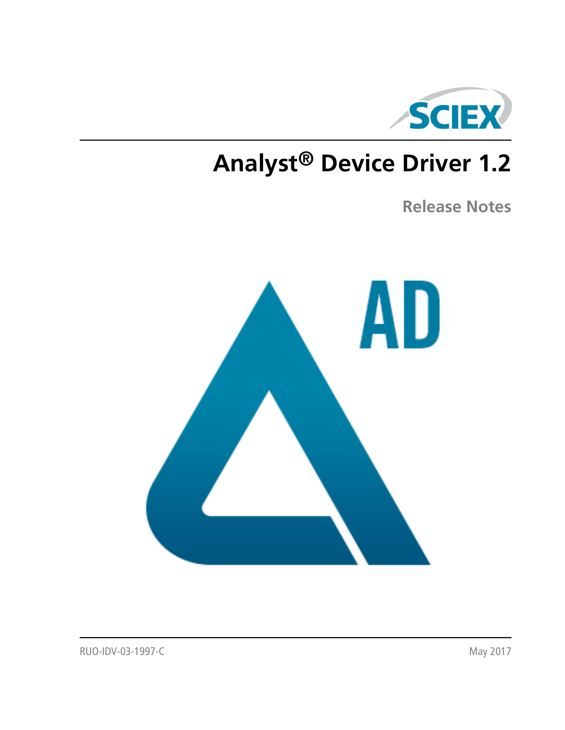SCIEX

# Analyst® Device Driver 1.2

## Release Notes

AD

RUO-IDV-03-1997-C

May 2017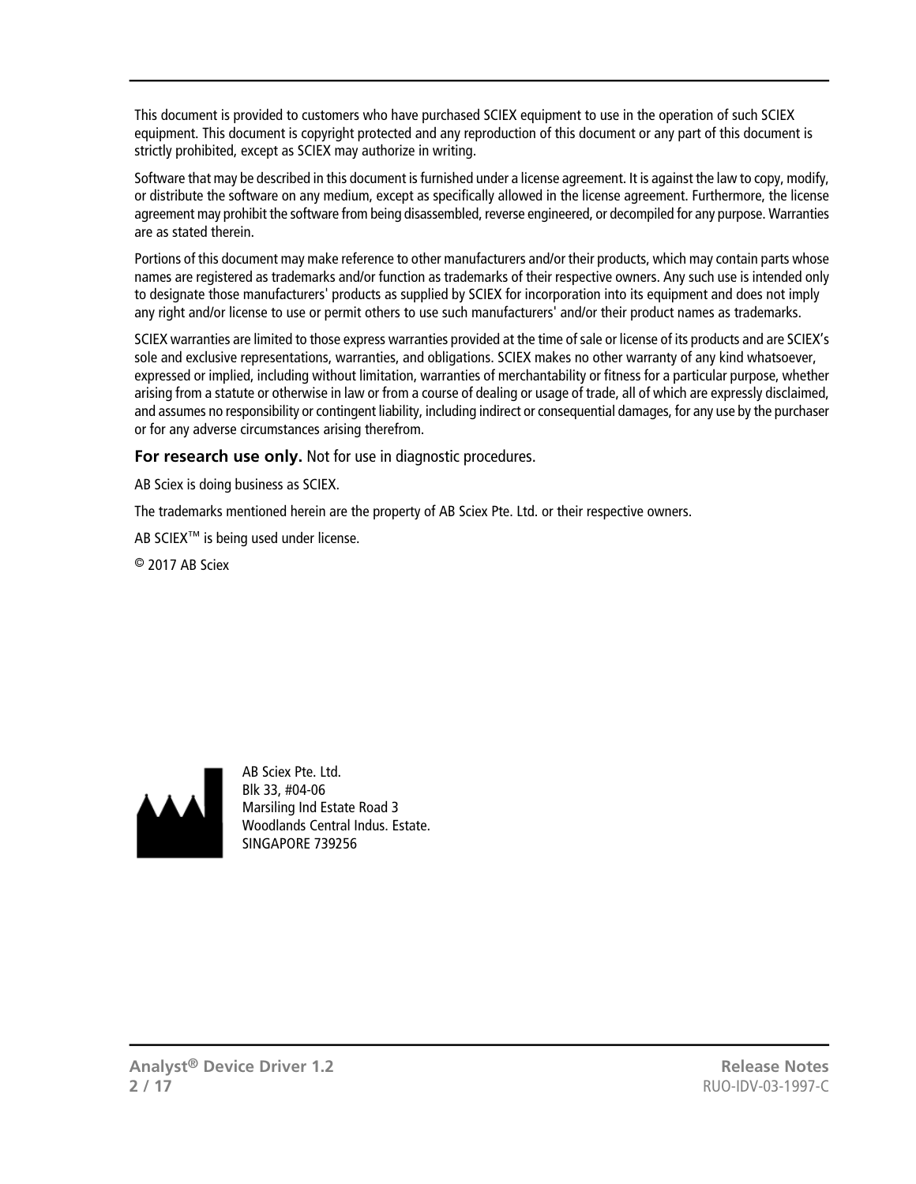This document is provided to customers who have purchased SCIEX equipment to use in the operation of such SCIEX equipment. This document is copyright protected and any reproduction of this document or any part of this document is strictly prohibited, except as SCIEX may authorize in writing.

Software that may be described in this document is furnished under a license agreement. It is against the law to copy, modify, or distribute the software on any medium, except as specifically allowed in the license agreement. Furthermore, the license agreement may prohibit the software from being disassembled, reverse engineered, or decompiled for any purpose. Warranties are as stated therein.

Portions of this document may make reference to other manufacturers and/or their products, which may contain parts whose names are registered as trademarks and/or function as trademarks of their respective owners. Any such use is intended only to designate those manufacturers' products as supplied by SCIEX for incorporation into its equipment and does not imply any right and/or license to use or permit others to use such manufacturers' and/or their product names as trademarks.

SCIEX warranties are limited to those express warranties provided at the time of sale or license of its products and are SCIEX's sole and exclusive representations, warranties, and obligations. SCIEX makes no other warranty of any kind whatsoever, expressed or implied, including without limitation, warranties of merchantability or fitness for a particular purpose, whether arising from a statute or otherwise in law or from a course of dealing or usage of trade, all of which are expressly disclaimed, and assumes no responsibility or contingent liability, including indirect or consequential damages, for any use by the purchaser or for any adverse circumstances arising therefrom.

**For research use only.** Not for use in diagnostic procedures.

AB Sciex is doing business as SCIEX.

The trademarks mentioned herein are the property of AB Sciex Pte. Ltd. or their respective owners.

AB SCIEX™ is being used under license.

© 2017 AB Sciex

AB Sciex Pte. Ltd.
Blk 33, #04-06
Marsiling Ind Estate Road 3
Woodlands Central Indus. Estate.
SINGAPORE 739256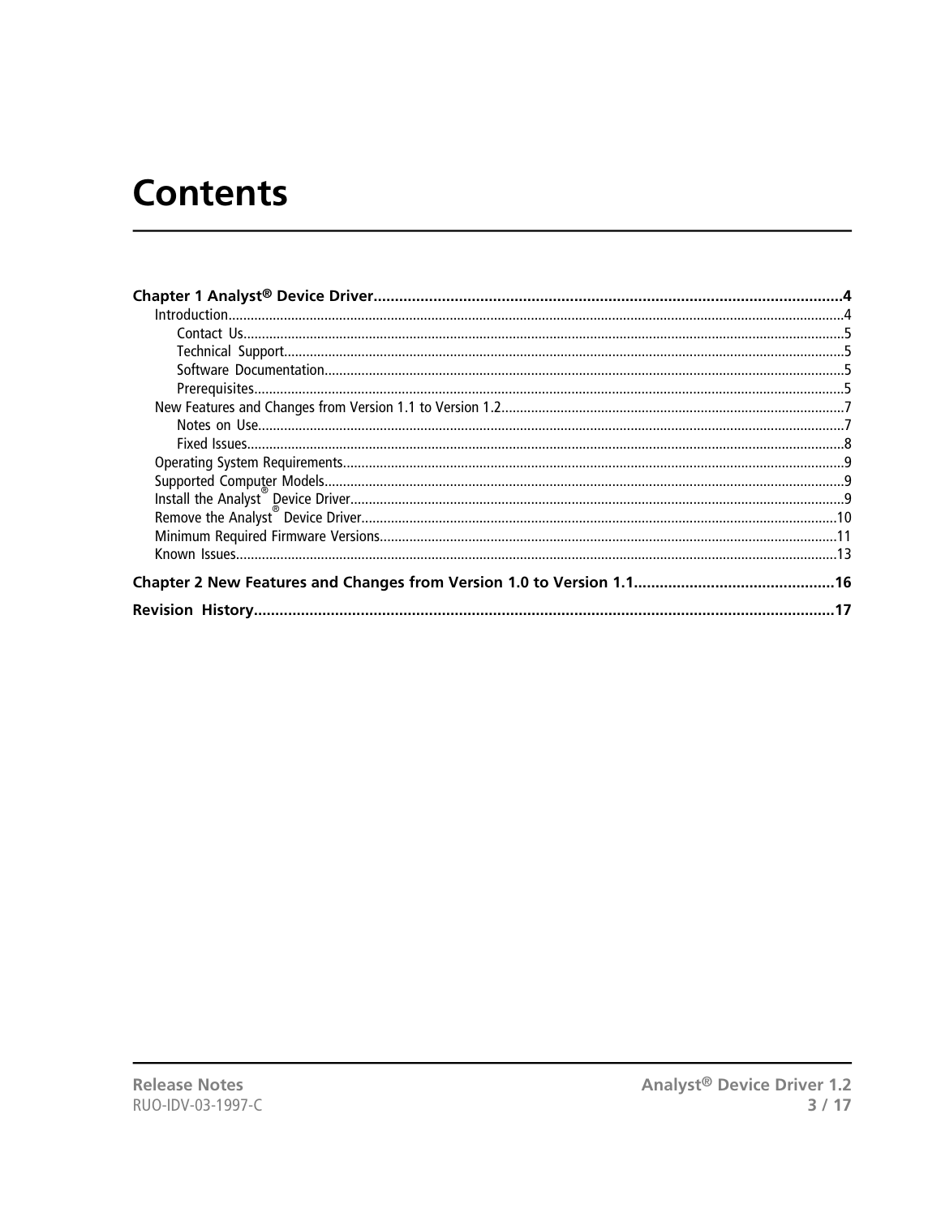# Contents

- **Chapter 1 Analyst® Device Driver**....................................................4
  - Introduction....................................................4
    - Contact Us....................................................5
    - Technical Support....................................................5
    - Software Documentation....................................................5
    - Prerequisites....................................................5
  - New Features and Changes from Version 1.1 to Version 1.2....................................................7
    - Notes on Use....................................................7
    - Fixed Issues....................................................8
  - Operating System Requirements....................................................9
  - Supported Computer Models....................................................9
  - Install the Analyst® Device Driver....................................................9
  - Remove the Analyst® Device Driver....................................................10
  - Minimum Required Firmware Versions....................................................11
  - Known Issues....................................................13
- **Chapter 2 New Features and Changes from Version 1.0 to Version 1.1**....................................................16
- **Revision History**....................................................17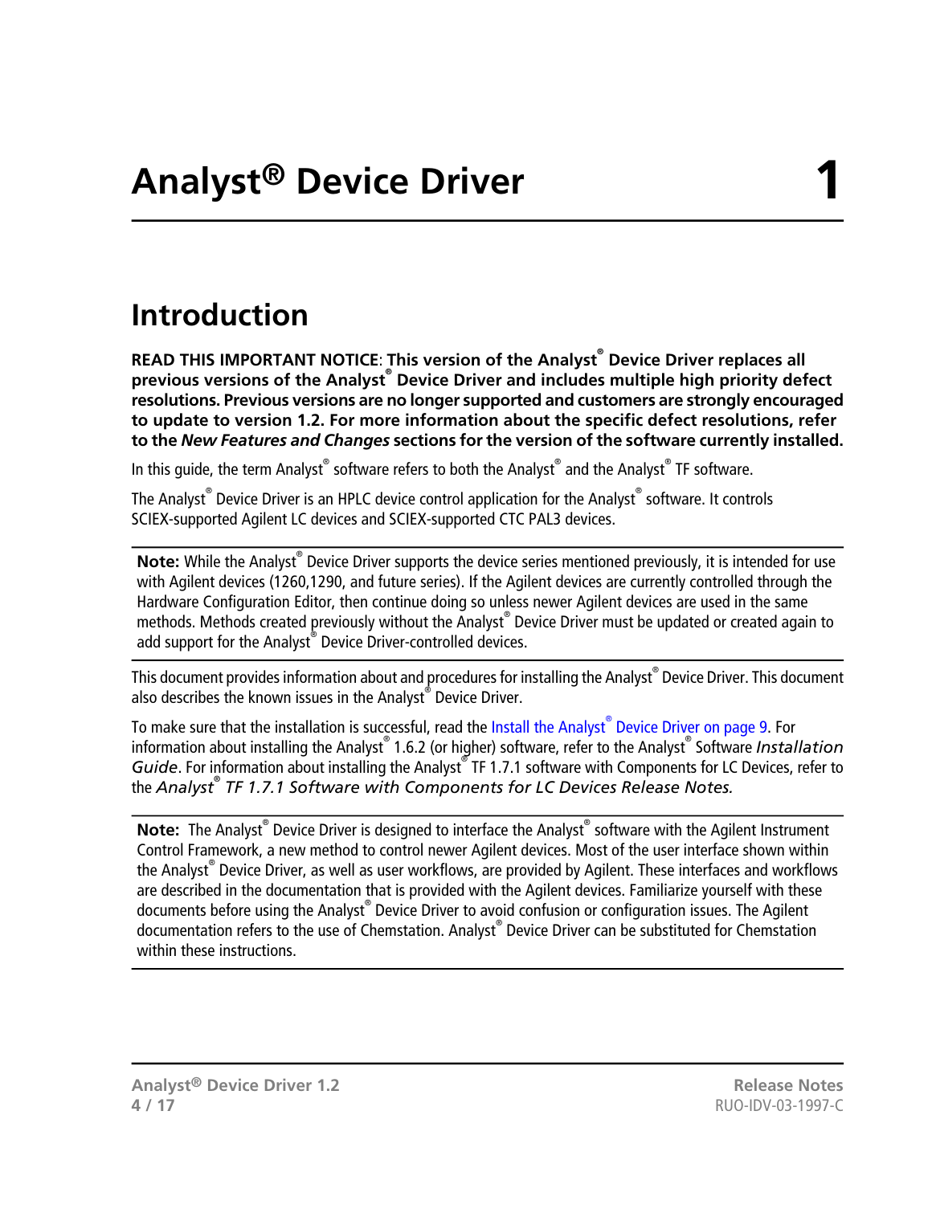# Analyst® Device Driver 1

## Introduction

**READ THIS IMPORTANT NOTICE**: **This version of the Analyst® Device Driver replaces all previous versions of the Analyst® Device Driver and includes multiple high priority defect resolutions. Previous versions are no longer supported and customers are strongly encouraged to update to version 1.2. For more information about the specific defect resolutions, refer to the *New Features and Changes* sections for the version of the software currently installed.**

In this guide, the term Analyst® software refers to both the Analyst® and the Analyst® TF software.

The Analyst® Device Driver is an HPLC device control application for the Analyst® software. It controls SCIEX-supported Agilent LC devices and SCIEX-supported CTC PAL3 devices.

**Note:** While the Analyst® Device Driver supports the device series mentioned previously, it is intended for use with Agilent devices (1260,1290, and future series). If the Agilent devices are currently controlled through the Hardware Configuration Editor, then continue doing so unless newer Agilent devices are used in the same methods. Methods created previously without the Analyst® Device Driver must be updated or created again to add support for the Analyst® Device Driver-controlled devices.

This document provides information about and procedures for installing the Analyst® Device Driver. This document also describes the known issues in the Analyst® Device Driver.

To make sure that the installation is successful, read the Install the Analyst® Device Driver on page 9. For information about installing the Analyst® 1.6.2 (or higher) software, refer to the Analyst® Software *Installation Guide*. For information about installing the Analyst® TF 1.7.1 software with Components for LC Devices, refer to the *Analyst® TF 1.7.1 Software with Components for LC Devices Release Notes.*

**Note:** The Analyst® Device Driver is designed to interface the Analyst® software with the Agilent Instrument Control Framework, a new method to control newer Agilent devices. Most of the user interface shown within the Analyst® Device Driver, as well as user workflows, are provided by Agilent. These interfaces and workflows are described in the documentation that is provided with the Agilent devices. Familiarize yourself with these documents before using the Analyst® Device Driver to avoid confusion or configuration issues. The Agilent documentation refers to the use of Chemstation. Analyst® Device Driver can be substituted for Chemstation within these instructions.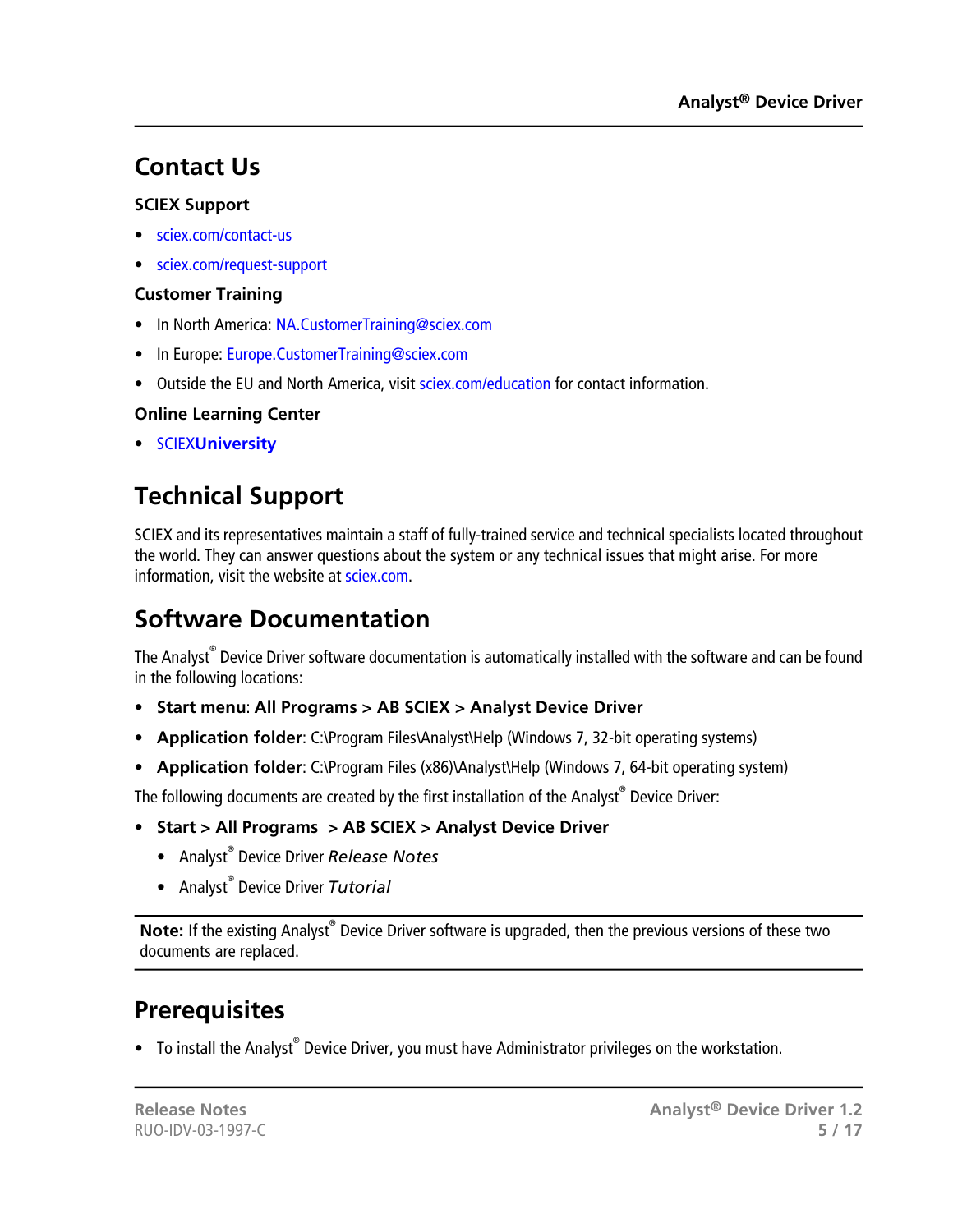## Contact Us

### SCIEX Support

- sciex.com/contact-us
- sciex.com/request-support

### Customer Training

- In North America: NA.CustomerTraining@sciex.com
- In Europe: Europe.CustomerTraining@sciex.com
- Outside the EU and North America, visit sciex.com/education for contact information.

### Online Learning Center

- SCIEX**University**

## Technical Support

SCIEX and its representatives maintain a staff of fully-trained service and technical specialists located throughout the world. They can answer questions about the system or any technical issues that might arise. For more information, visit the website at sciex.com.

## Software Documentation

The Analyst® Device Driver software documentation is automatically installed with the software and can be found in the following locations:

- **Start menu**: **All Programs > AB SCIEX > Analyst Device Driver**
- **Application folder**: C:\Program Files\Analyst\Help (Windows 7, 32-bit operating systems)
- **Application folder**: C:\Program Files (x86)\Analyst\Help (Windows 7, 64-bit operating system)

The following documents are created by the first installation of the Analyst® Device Driver:

- **Start > All Programs > AB SCIEX > Analyst Device Driver**
  - Analyst® Device Driver *Release Notes*
  - Analyst® Device Driver *Tutorial*

**Note:** If the existing Analyst® Device Driver software is upgraded, then the previous versions of these two documents are replaced.

## Prerequisites

- To install the Analyst® Device Driver, you must have Administrator privileges on the workstation.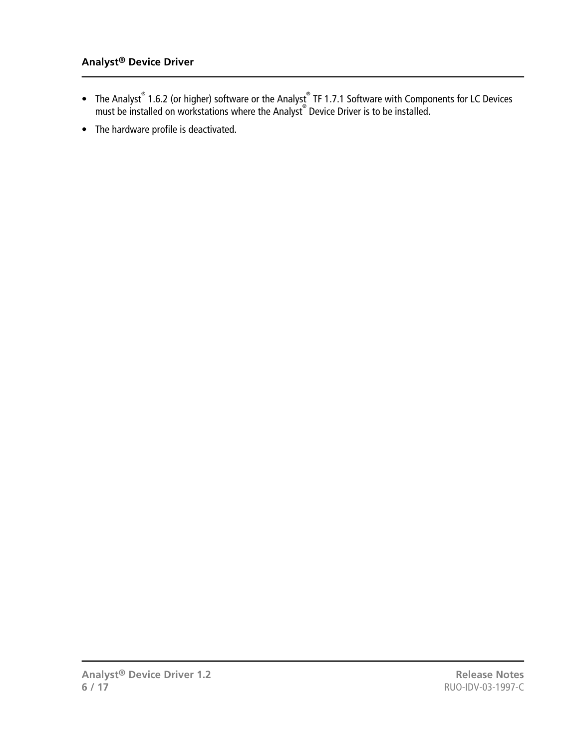- The Analyst® 1.6.2 (or higher) software or the Analyst® TF 1.7.1 Software with Components for LC Devices must be installed on workstations where the Analyst® Device Driver is to be installed.
- The hardware profile is deactivated.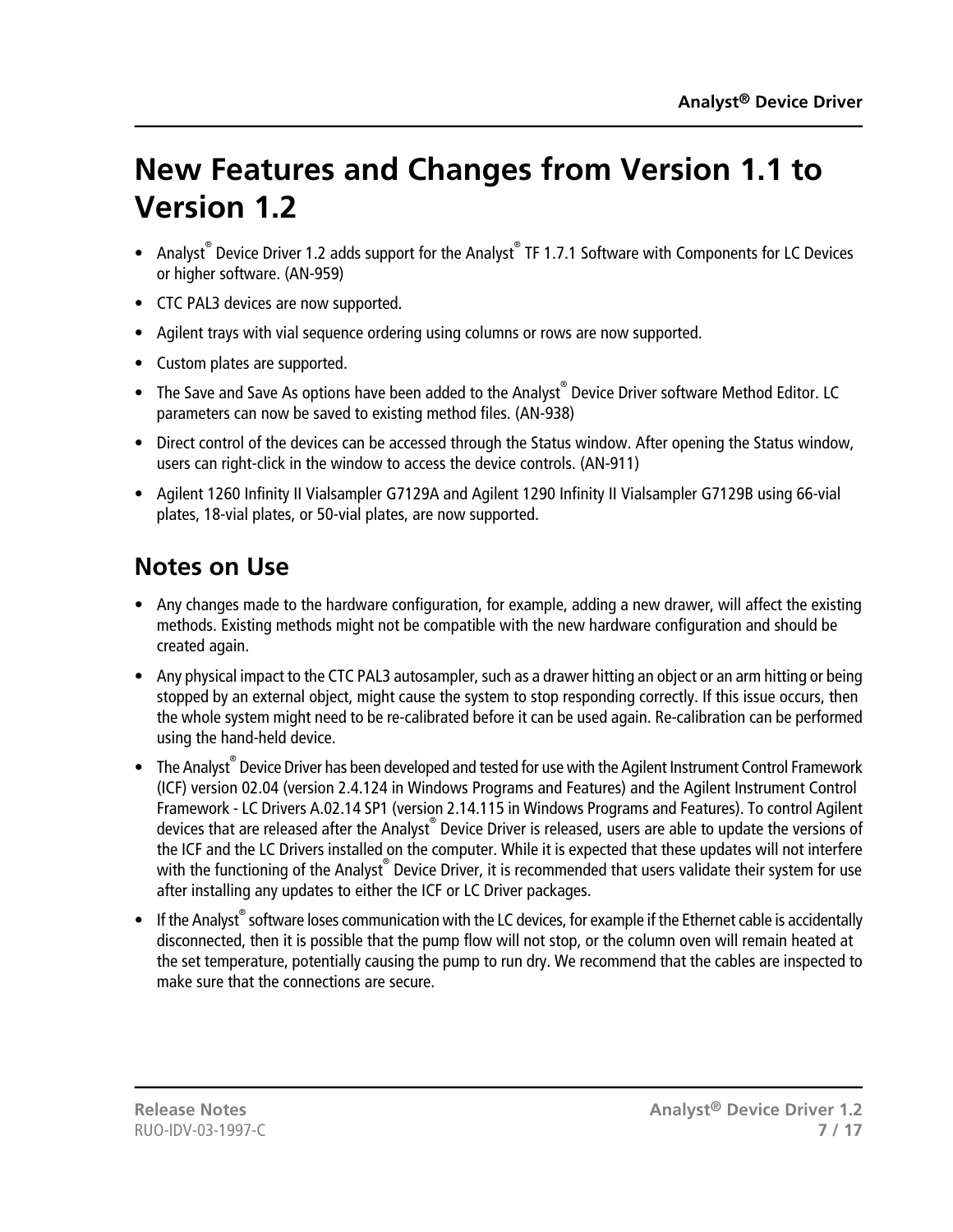# New Features and Changes from Version 1.1 to Version 1.2

- Analyst® Device Driver 1.2 adds support for the Analyst® TF 1.7.1 Software with Components for LC Devices or higher software. (AN-959)
- CTC PAL3 devices are now supported.
- Agilent trays with vial sequence ordering using columns or rows are now supported.
- Custom plates are supported.
- The Save and Save As options have been added to the Analyst® Device Driver software Method Editor. LC parameters can now be saved to existing method files. (AN-938)
- Direct control of the devices can be accessed through the Status window. After opening the Status window, users can right-click in the window to access the device controls. (AN-911)
- Agilent 1260 Infinity II Vialsampler G7129A and Agilent 1290 Infinity II Vialsampler G7129B using 66-vial plates, 18-vial plates, or 50-vial plates, are now supported.

## Notes on Use

- Any changes made to the hardware configuration, for example, adding a new drawer, will affect the existing methods. Existing methods might not be compatible with the new hardware configuration and should be created again.
- Any physical impact to the CTC PAL3 autosampler, such as a drawer hitting an object or an arm hitting or being stopped by an external object, might cause the system to stop responding correctly. If this issue occurs, then the whole system might need to be re-calibrated before it can be used again. Re-calibration can be performed using the hand-held device.
- The Analyst® Device Driver has been developed and tested for use with the Agilent Instrument Control Framework (ICF) version 02.04 (version 2.4.124 in Windows Programs and Features) and the Agilent Instrument Control Framework - LC Drivers A.02.14 SP1 (version 2.14.115 in Windows Programs and Features). To control Agilent devices that are released after the Analyst® Device Driver is released, users are able to update the versions of the ICF and the LC Drivers installed on the computer. While it is expected that these updates will not interfere with the functioning of the Analyst® Device Driver, it is recommended that users validate their system for use after installing any updates to either the ICF or LC Driver packages.
- If the Analyst® software loses communication with the LC devices, for example if the Ethernet cable is accidentally disconnected, then it is possible that the pump flow will not stop, or the column oven will remain heated at the set temperature, potentially causing the pump to run dry. We recommend that the cables are inspected to make sure that the connections are secure.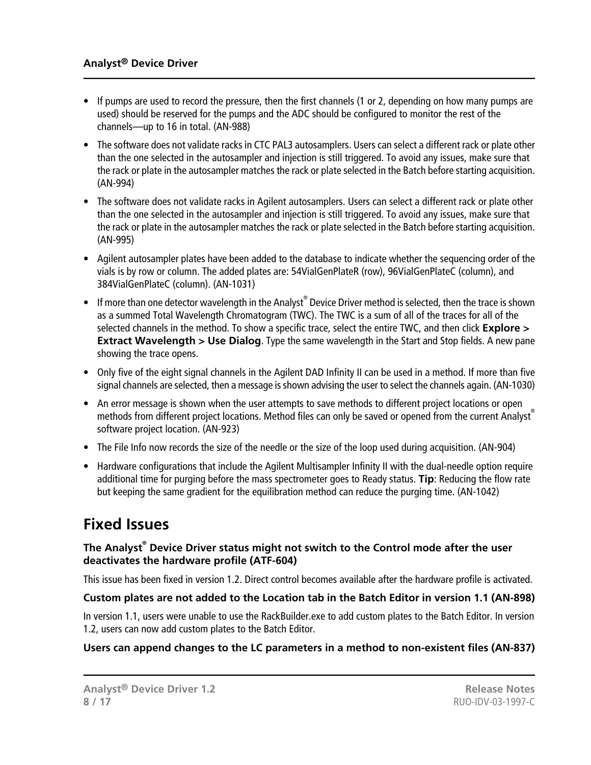- If pumps are used to record the pressure, then the first channels (1 or 2, depending on how many pumps are used) should be reserved for the pumps and the ADC should be configured to monitor the rest of the channels—up to 16 in total. (AN-988)
- The software does not validate racks in CTC PAL3 autosamplers. Users can select a different rack or plate other than the one selected in the autosampler and injection is still triggered. To avoid any issues, make sure that the rack or plate in the autosampler matches the rack or plate selected in the Batch before starting acquisition. (AN-994)
- The software does not validate racks in Agilent autosamplers. Users can select a different rack or plate other than the one selected in the autosampler and injection is still triggered. To avoid any issues, make sure that the rack or plate in the autosampler matches the rack or plate selected in the Batch before starting acquisition. (AN-995)
- Agilent autosampler plates have been added to the database to indicate whether the sequencing order of the vials is by row or column. The added plates are: 54VialGenPlateR (row), 96VialGenPlateC (column), and 384VialGenPlateC (column). (AN-1031)
- If more than one detector wavelength in the Analyst® Device Driver method is selected, then the trace is shown as a summed Total Wavelength Chromatogram (TWC). The TWC is a sum of all of the traces for all of the selected channels in the method. To show a specific trace, select the entire TWC, and then click **Explore > Extract Wavelength > Use Dialog**. Type the same wavelength in the Start and Stop fields. A new pane showing the trace opens.
- Only five of the eight signal channels in the Agilent DAD Infinity II can be used in a method. If more than five signal channels are selected, then a message is shown advising the user to select the channels again. (AN-1030)
- An error message is shown when the user attempts to save methods to different project locations or open methods from different project locations. Method files can only be saved or opened from the current Analyst® software project location. (AN-923)
- The File Info now records the size of the needle or the size of the loop used during acquisition. (AN-904)
- Hardware configurations that include the Agilent Multisampler Infinity II with the dual-needle option require additional time for purging before the mass spectrometer goes to Ready status. **Tip**: Reducing the flow rate but keeping the same gradient for the equilibration method can reduce the purging time. (AN-1042)

# Fixed Issues

### The Analyst® Device Driver status might not switch to the Control mode after the user deactivates the hardware profile (ATF-604)

This issue has been fixed in version 1.2. Direct control becomes available after the hardware profile is activated.

### Custom plates are not added to the Location tab in the Batch Editor in version 1.1 (AN-898)

In version 1.1, users were unable to use the RackBuilder.exe to add custom plates to the Batch Editor. In version 1.2, users can now add custom plates to the Batch Editor.

### Users can append changes to the LC parameters in a method to non-existent files (AN-837)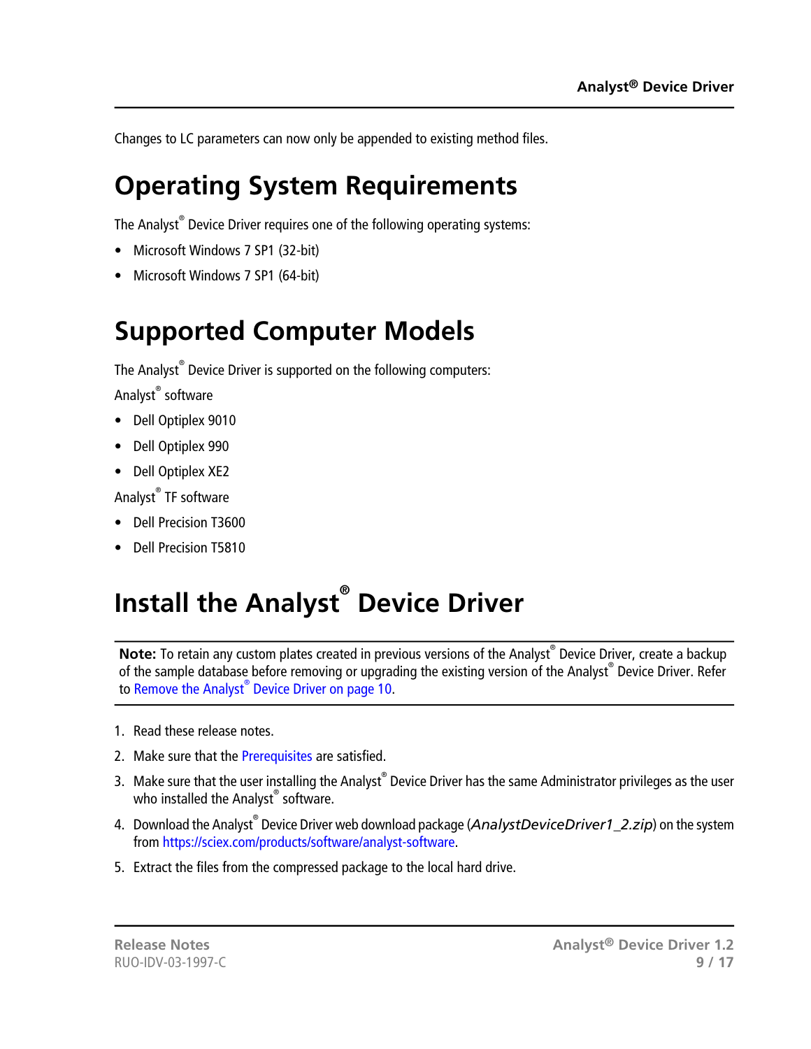Changes to LC parameters can now only be appended to existing method files.

# Operating System Requirements

The Analyst® Device Driver requires one of the following operating systems:

- Microsoft Windows 7 SP1 (32-bit)
- Microsoft Windows 7 SP1 (64-bit)

# Supported Computer Models

The Analyst® Device Driver is supported on the following computers:

Analyst® software

- Dell Optiplex 9010
- Dell Optiplex 990
- Dell Optiplex XE2

Analyst® TF software

- Dell Precision T3600
- Dell Precision T5810

# Install the Analyst® Device Driver

**Note:** To retain any custom plates created in previous versions of the Analyst® Device Driver, create a backup of the sample database before removing or upgrading the existing version of the Analyst® Device Driver. Refer to Remove the Analyst® Device Driver on page 10.

1. Read these release notes.
2. Make sure that the Prerequisites are satisfied.
3. Make sure that the user installing the Analyst® Device Driver has the same Administrator privileges as the user who installed the Analyst® software.
4. Download the Analyst® Device Driver web download package (*AnalystDeviceDriver1_2.zip*) on the system from https://sciex.com/products/software/analyst-software.
5. Extract the files from the compressed package to the local hard drive.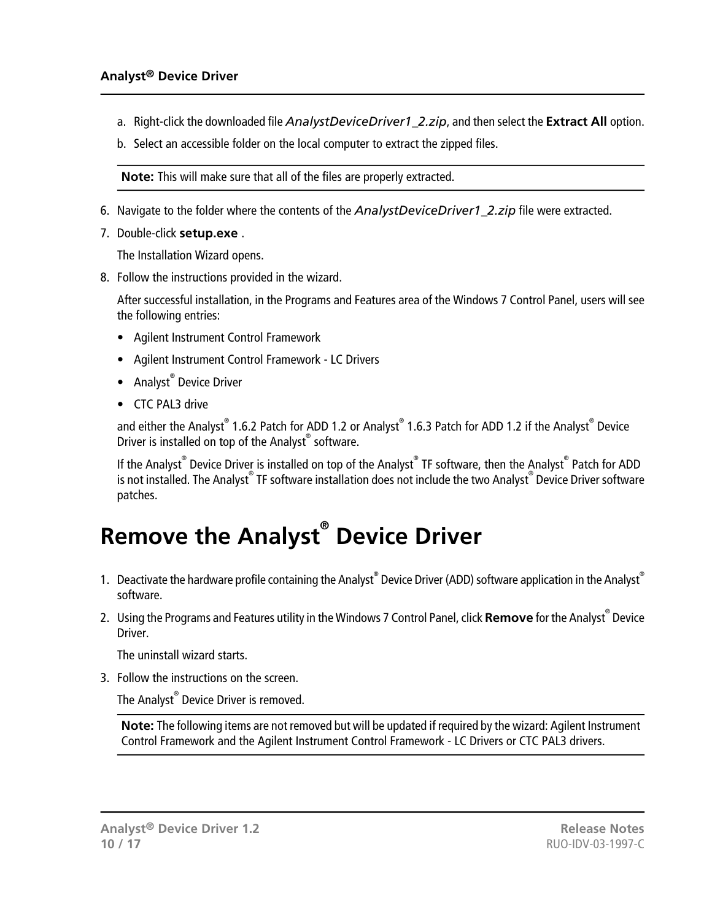a. Right-click the downloaded file *AnalystDeviceDriver1_2.zip*, and then select the **Extract All** option.
b. Select an accessible folder on the local computer to extract the zipped files.

**Note:** This will make sure that all of the files are properly extracted.

6. Navigate to the folder where the contents of the *AnalystDeviceDriver1_2.zip* file were extracted.
7. Double-click **setup.exe** .

   The Installation Wizard opens.
8. Follow the instructions provided in the wizard.

   After successful installation, in the Programs and Features area of the Windows 7 Control Panel, users will see the following entries:

   - Agilent Instrument Control Framework
   - Agilent Instrument Control Framework - LC Drivers
   - Analyst® Device Driver
   - CTC PAL3 drive

   and either the Analyst® 1.6.2 Patch for ADD 1.2 or Analyst® 1.6.3 Patch for ADD 1.2 if the Analyst® Device Driver is installed on top of the Analyst® software.

   If the Analyst® Device Driver is installed on top of the Analyst® TF software, then the Analyst® Patch for ADD is not installed. The Analyst® TF software installation does not include the two Analyst® Device Driver software patches.

# Remove the Analyst® Device Driver

1. Deactivate the hardware profile containing the Analyst® Device Driver (ADD) software application in the Analyst® software.
2. Using the Programs and Features utility in the Windows 7 Control Panel, click **Remove** for the Analyst® Device Driver.

   The uninstall wizard starts.
3. Follow the instructions on the screen.

   The Analyst® Device Driver is removed.

**Note:** The following items are not removed but will be updated if required by the wizard: Agilent Instrument Control Framework and the Agilent Instrument Control Framework - LC Drivers or CTC PAL3 drivers.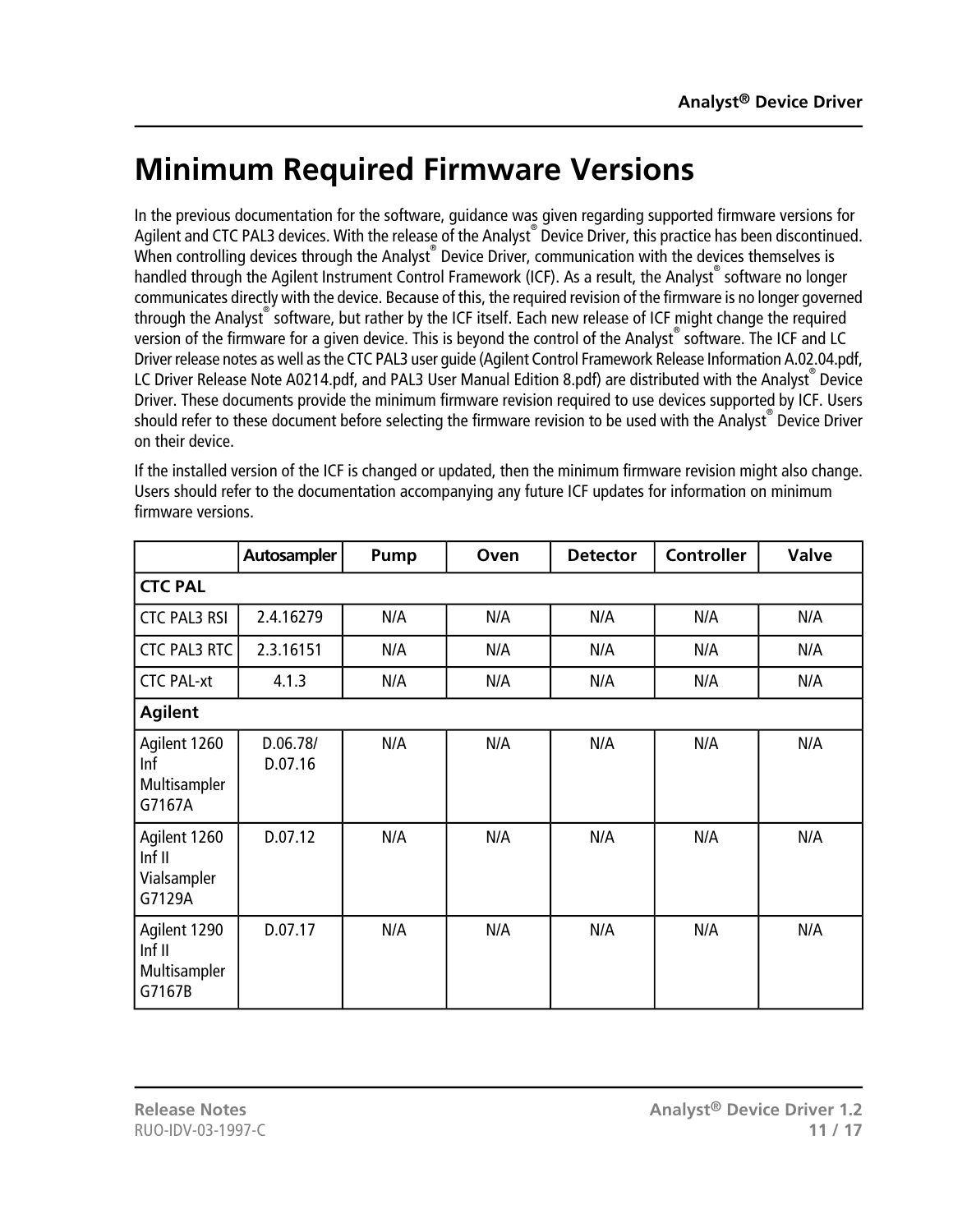# Minimum Required Firmware Versions

In the previous documentation for the software, guidance was given regarding supported firmware versions for Agilent and CTC PAL3 devices. With the release of the Analyst® Device Driver, this practice has been discontinued. When controlling devices through the Analyst® Device Driver, communication with the devices themselves is handled through the Agilent Instrument Control Framework (ICF). As a result, the Analyst® software no longer communicates directly with the device. Because of this, the required revision of the firmware is no longer governed through the Analyst® software, but rather by the ICF itself. Each new release of ICF might change the required version of the firmware for a given device. This is beyond the control of the Analyst® software. The ICF and LC Driver release notes as well as the CTC PAL3 user guide (Agilent Control Framework Release Information A.02.04.pdf, LC Driver Release Note A0214.pdf, and PAL3 User Manual Edition 8.pdf) are distributed with the Analyst® Device Driver. These documents provide the minimum firmware revision required to use devices supported by ICF. Users should refer to these document before selecting the firmware revision to be used with the Analyst® Device Driver on their device.

If the installed version of the ICF is changed or updated, then the minimum firmware revision might also change. Users should refer to the documentation accompanying any future ICF updates for information on minimum firmware versions.

| | Autosampler | Pump | Oven | Detector | Controller | Valve |
|---|---|---|---|---|---|---|
| **CTC PAL** | | | | | | |
| CTC PAL3 RSI | 2.4.16279 | N/A | N/A | N/A | N/A | N/A |
| CTC PAL3 RTC | 2.3.16151 | N/A | N/A | N/A | N/A | N/A |
| CTC PAL-xt | 4.1.3 | N/A | N/A | N/A | N/A | N/A |
| **Agilent** | | | | | | |
| Agilent 1260 Inf Multisampler G7167A | D.06.78/ D.07.16 | N/A | N/A | N/A | N/A | N/A |
| Agilent 1260 Inf II Vialsampler G7129A | D.07.12 | N/A | N/A | N/A | N/A | N/A |
| Agilent 1290 Inf II Multisampler G7167B | D.07.17 | N/A | N/A | N/A | N/A | N/A |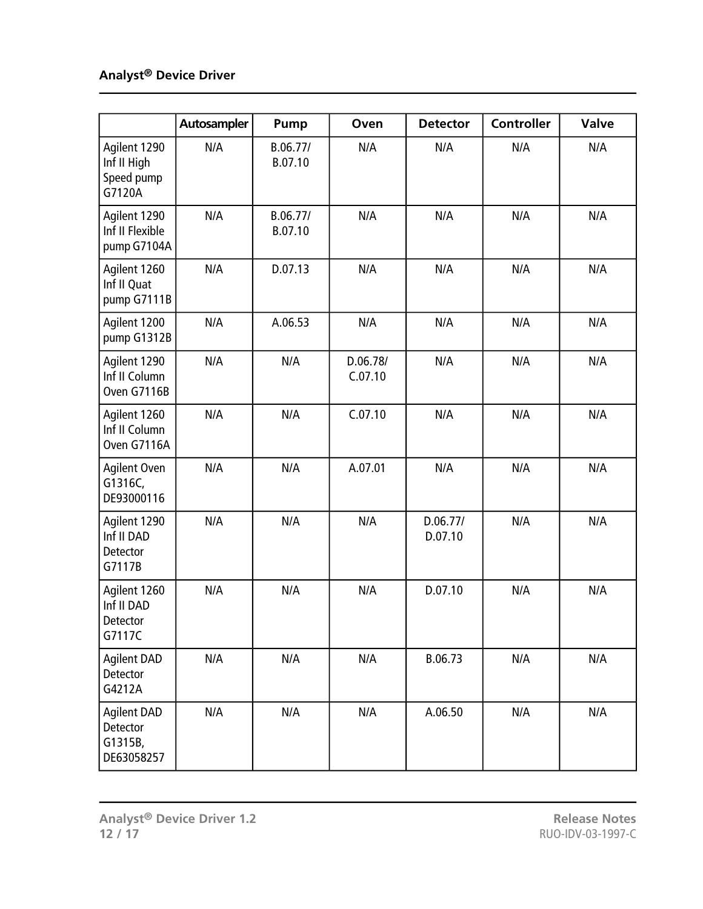| | Autosampler | Pump | Oven | Detector | Controller | Valve |
|---|---|---|---|---|---|---|
| Agilent 1290 Inf II High Speed pump G7120A | N/A | B.06.77/ B.07.10 | N/A | N/A | N/A | N/A |
| Agilent 1290 Inf II Flexible pump G7104A | N/A | B.06.77/ B.07.10 | N/A | N/A | N/A | N/A |
| Agilent 1260 Inf II Quat pump G7111B | N/A | D.07.13 | N/A | N/A | N/A | N/A |
| Agilent 1200 pump G1312B | N/A | A.06.53 | N/A | N/A | N/A | N/A |
| Agilent 1290 Inf II Column Oven G7116B | N/A | N/A | D.06.78/ C.07.10 | N/A | N/A | N/A |
| Agilent 1260 Inf II Column Oven G7116A | N/A | N/A | C.07.10 | N/A | N/A | N/A |
| Agilent Oven G1316C, DE93000116 | N/A | N/A | A.07.01 | N/A | N/A | N/A |
| Agilent 1290 Inf II DAD Detector G7117B | N/A | N/A | N/A | D.06.77/ D.07.10 | N/A | N/A |
| Agilent 1260 Inf II DAD Detector G7117C | N/A | N/A | N/A | D.07.10 | N/A | N/A |
| Agilent DAD Detector G4212A | N/A | N/A | N/A | B.06.73 | N/A | N/A |
| Agilent DAD Detector G1315B, DE63058257 | N/A | N/A | N/A | A.06.50 | N/A | N/A |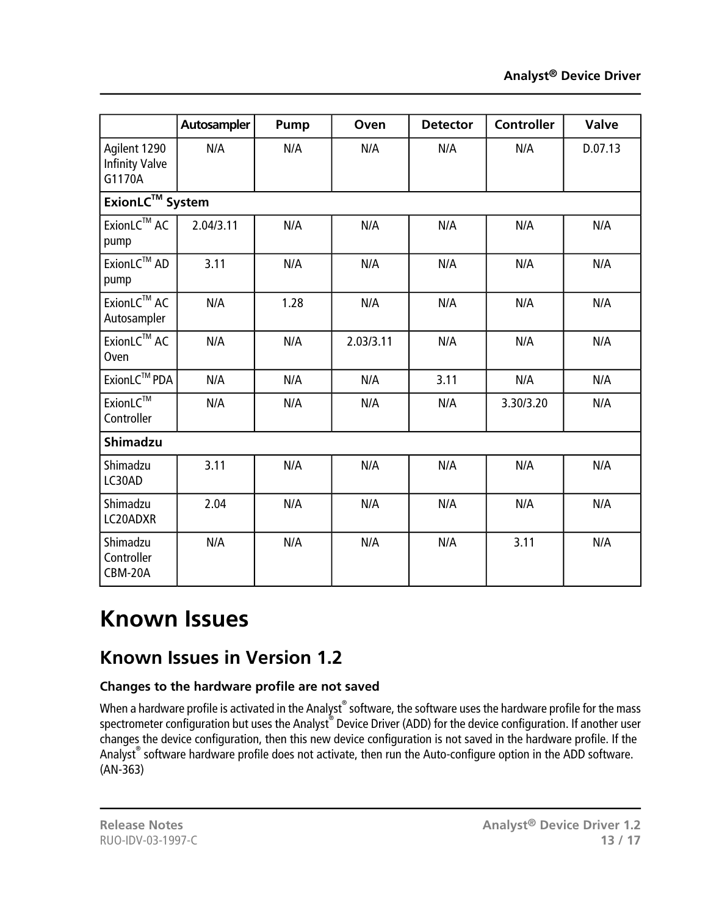| | Autosampler | Pump | Oven | Detector | Controller | Valve |
|---|---|---|---|---|---|---|
| Agilent 1290 Infinity Valve G1170A | N/A | N/A | N/A | N/A | N/A | D.07.13 |
| **ExionLC™ System** | | | | | | |
| ExionLC™ AC pump | 2.04/3.11 | N/A | N/A | N/A | N/A | N/A |
| ExionLC™ AD pump | 3.11 | N/A | N/A | N/A | N/A | N/A |
| ExionLC™ AC Autosampler | N/A | 1.28 | N/A | N/A | N/A | N/A |
| ExionLC™ AC Oven | N/A | N/A | 2.03/3.11 | N/A | N/A | N/A |
| ExionLC™ PDA | N/A | N/A | N/A | 3.11 | N/A | N/A |
| ExionLC™ Controller | N/A | N/A | N/A | N/A | 3.30/3.20 | N/A |
| **Shimadzu** | | | | | | |
| Shimadzu LC30AD | 3.11 | N/A | N/A | N/A | N/A | N/A |
| Shimadzu LC20ADXR | 2.04 | N/A | N/A | N/A | N/A | N/A |
| Shimadzu Controller CBM-20A | N/A | N/A | N/A | N/A | 3.11 | N/A |

# Known Issues

## Known Issues in Version 1.2

### Changes to the hardware profile are not saved

When a hardware profile is activated in the Analyst® software, the software uses the hardware profile for the mass spectrometer configuration but uses the Analyst® Device Driver (ADD) for the device configuration. If another user changes the device configuration, then this new device configuration is not saved in the hardware profile. If the Analyst® software hardware profile does not activate, then run the Auto-configure option in the ADD software. (AN-363)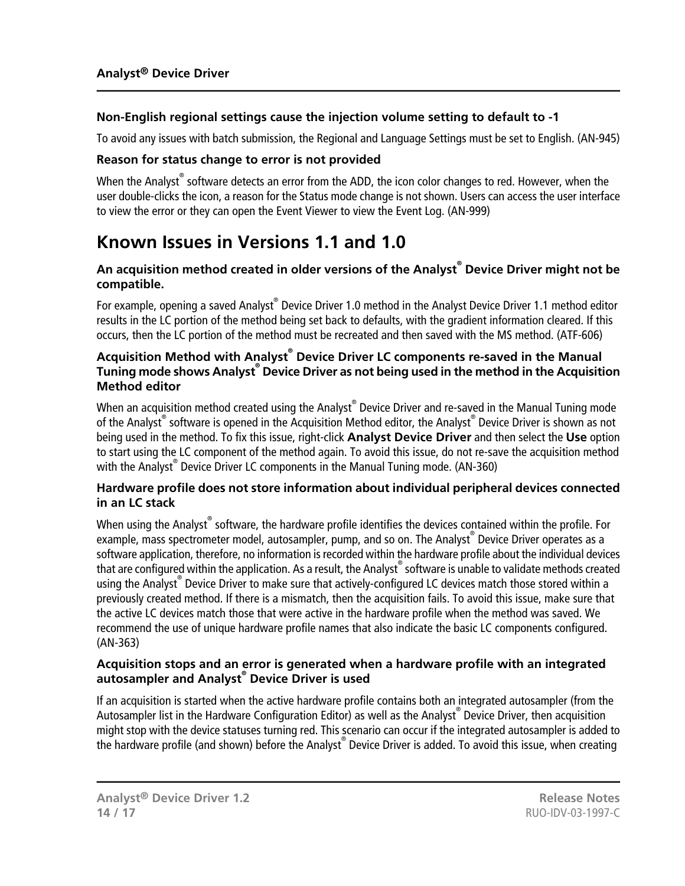### Non-English regional settings cause the injection volume setting to default to -1

To avoid any issues with batch submission, the Regional and Language Settings must be set to English. (AN-945)

### Reason for status change to error is not provided

When the Analyst® software detects an error from the ADD, the icon color changes to red. However, when the user double-clicks the icon, a reason for the Status mode change is not shown. Users can access the user interface to view the error or they can open the Event Viewer to view the Event Log. (AN-999)

## Known Issues in Versions 1.1 and 1.0

### An acquisition method created in older versions of the Analyst® Device Driver might not be compatible.

For example, opening a saved Analyst® Device Driver 1.0 method in the Analyst Device Driver 1.1 method editor results in the LC portion of the method being set back to defaults, with the gradient information cleared. If this occurs, then the LC portion of the method must be recreated and then saved with the MS method. (ATF-606)

### Acquisition Method with Analyst® Device Driver LC components re-saved in the Manual Tuning mode shows Analyst® Device Driver as not being used in the method in the Acquisition Method editor

When an acquisition method created using the Analyst® Device Driver and re-saved in the Manual Tuning mode of the Analyst® software is opened in the Acquisition Method editor, the Analyst® Device Driver is shown as not being used in the method. To fix this issue, right-click **Analyst Device Driver** and then select the **Use** option to start using the LC component of the method again. To avoid this issue, do not re-save the acquisition method with the Analyst® Device Driver LC components in the Manual Tuning mode. (AN-360)

### Hardware profile does not store information about individual peripheral devices connected in an LC stack

When using the Analyst® software, the hardware profile identifies the devices contained within the profile. For example, mass spectrometer model, autosampler, pump, and so on. The Analyst® Device Driver operates as a software application, therefore, no information is recorded within the hardware profile about the individual devices that are configured within the application. As a result, the Analyst® software is unable to validate methods created using the Analyst® Device Driver to make sure that actively-configured LC devices match those stored within a previously created method. If there is a mismatch, then the acquisition fails. To avoid this issue, make sure that the active LC devices match those that were active in the hardware profile when the method was saved. We recommend the use of unique hardware profile names that also indicate the basic LC components configured. (AN-363)

### Acquisition stops and an error is generated when a hardware profile with an integrated autosampler and Analyst® Device Driver is used

If an acquisition is started when the active hardware profile contains both an integrated autosampler (from the Autosampler list in the Hardware Configuration Editor) as well as the Analyst® Device Driver, then acquisition might stop with the device statuses turning red. This scenario can occur if the integrated autosampler is added to the hardware profile (and shown) before the Analyst® Device Driver is added. To avoid this issue, when creating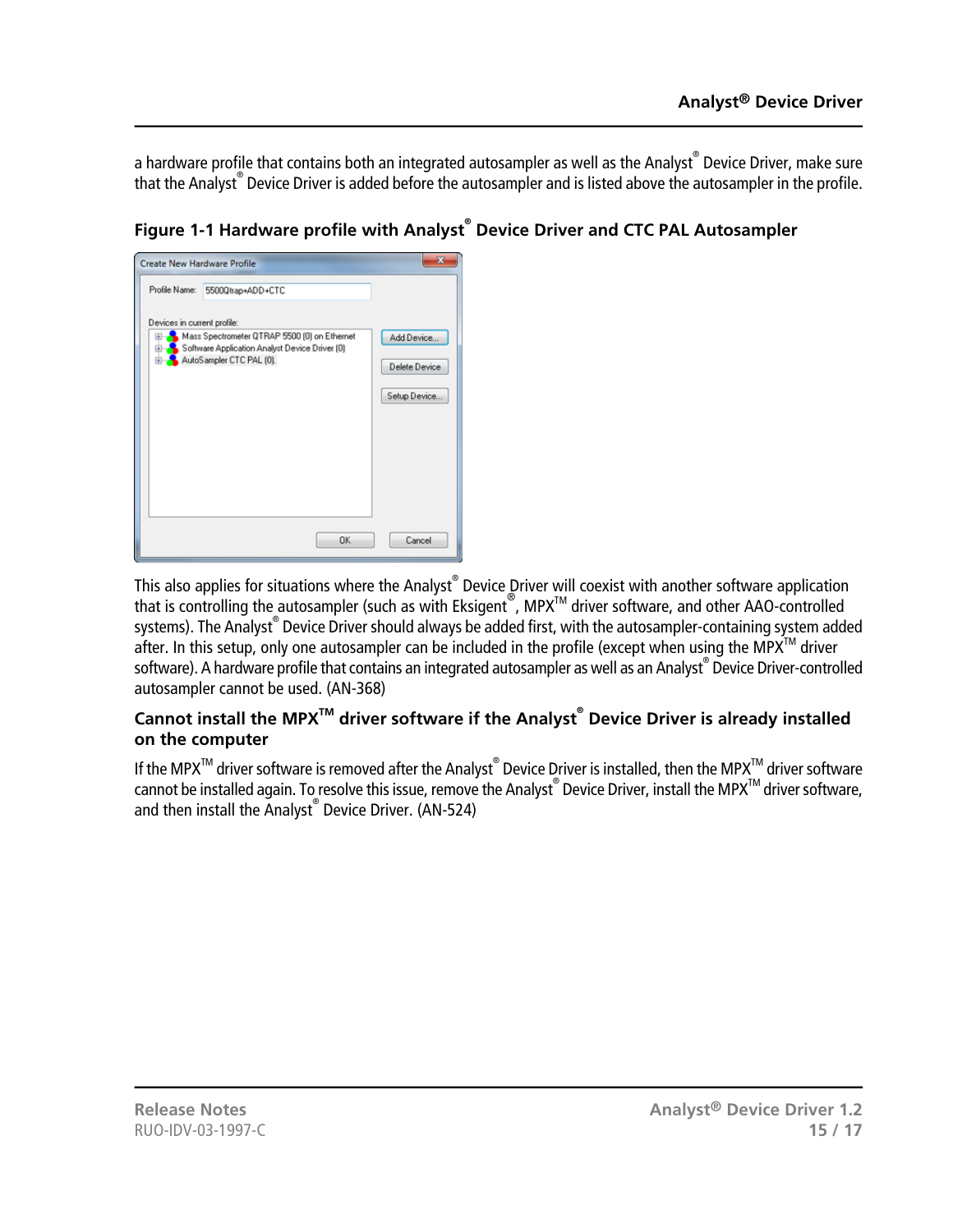a hardware profile that contains both an integrated autosampler as well as the Analyst® Device Driver, make sure that the Analyst® Device Driver is added before the autosampler and is listed above the autosampler in the profile.

**Figure 1-1 Hardware profile with Analyst® Device Driver and CTC PAL Autosampler**

This also applies for situations where the Analyst® Device Driver will coexist with another software application that is controlling the autosampler (such as with Eksigent®, MPX™ driver software, and other AAO-controlled systems). The Analyst® Device Driver should always be added first, with the autosampler-containing system added after. In this setup, only one autosampler can be included in the profile (except when using the MPX™ driver software). A hardware profile that contains an integrated autosampler as well as an Analyst® Device Driver-controlled autosampler cannot be used. (AN-368)

### Cannot install the MPX™ driver software if the Analyst® Device Driver is already installed on the computer

If the MPX™ driver software is removed after the Analyst® Device Driver is installed, then the MPX™ driver software cannot be installed again. To resolve this issue, remove the Analyst® Device Driver, install the MPX™ driver software, and then install the Analyst® Device Driver. (AN-524)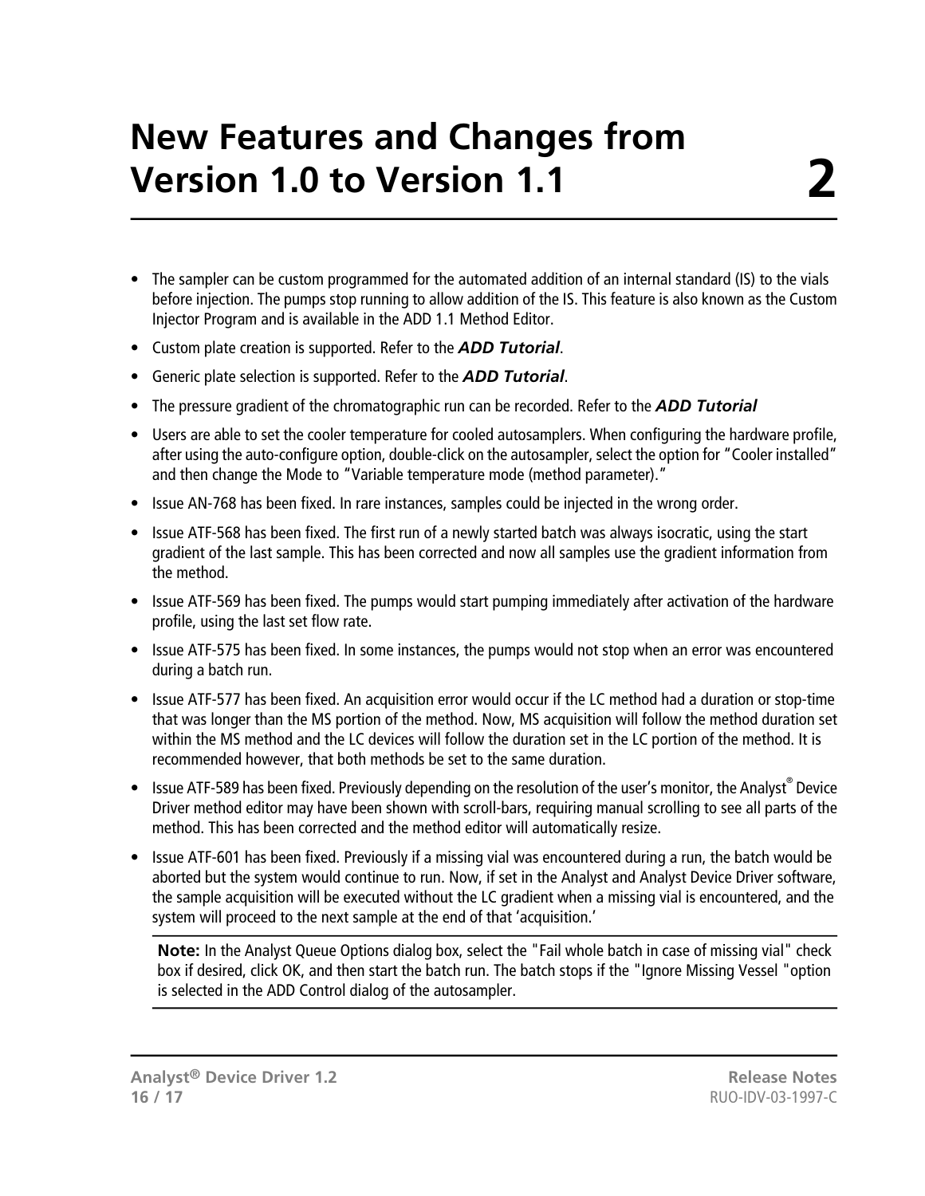# New Features and Changes from Version 1.0 to Version 1.1 2

- The sampler can be custom programmed for the automated addition of an internal standard (IS) to the vials before injection. The pumps stop running to allow addition of the IS. This feature is also known as the Custom Injector Program and is available in the ADD 1.1 Method Editor.
- Custom plate creation is supported. Refer to the ***ADD Tutorial***.
- Generic plate selection is supported. Refer to the ***ADD Tutorial***.
- The pressure gradient of the chromatographic run can be recorded. Refer to the ***ADD Tutorial***
- Users are able to set the cooler temperature for cooled autosamplers. When configuring the hardware profile, after using the auto-configure option, double-click on the autosampler, select the option for "Cooler installed" and then change the Mode to "Variable temperature mode (method parameter)."
- Issue AN-768 has been fixed. In rare instances, samples could be injected in the wrong order.
- Issue ATF-568 has been fixed. The first run of a newly started batch was always isocratic, using the start gradient of the last sample. This has been corrected and now all samples use the gradient information from the method.
- Issue ATF-569 has been fixed. The pumps would start pumping immediately after activation of the hardware profile, using the last set flow rate.
- Issue ATF-575 has been fixed. In some instances, the pumps would not stop when an error was encountered during a batch run.
- Issue ATF-577 has been fixed. An acquisition error would occur if the LC method had a duration or stop-time that was longer than the MS portion of the method. Now, MS acquisition will follow the method duration set within the MS method and the LC devices will follow the duration set in the LC portion of the method. It is recommended however, that both methods be set to the same duration.
- Issue ATF-589 has been fixed. Previously depending on the resolution of the user's monitor, the Analyst® Device Driver method editor may have been shown with scroll-bars, requiring manual scrolling to see all parts of the method. This has been corrected and the method editor will automatically resize.
- Issue ATF-601 has been fixed. Previously if a missing vial was encountered during a run, the batch would be aborted but the system would continue to run. Now, if set in the Analyst and Analyst Device Driver software, the sample acquisition will be executed without the LC gradient when a missing vial is encountered, and the system will proceed to the next sample at the end of that 'acquisition.'

  **Note:** In the Analyst Queue Options dialog box, select the "Fail whole batch in case of missing vial" check box if desired, click OK, and then start the batch run. The batch stops if the "Ignore Missing Vessel "option is selected in the ADD Control dialog of the autosampler.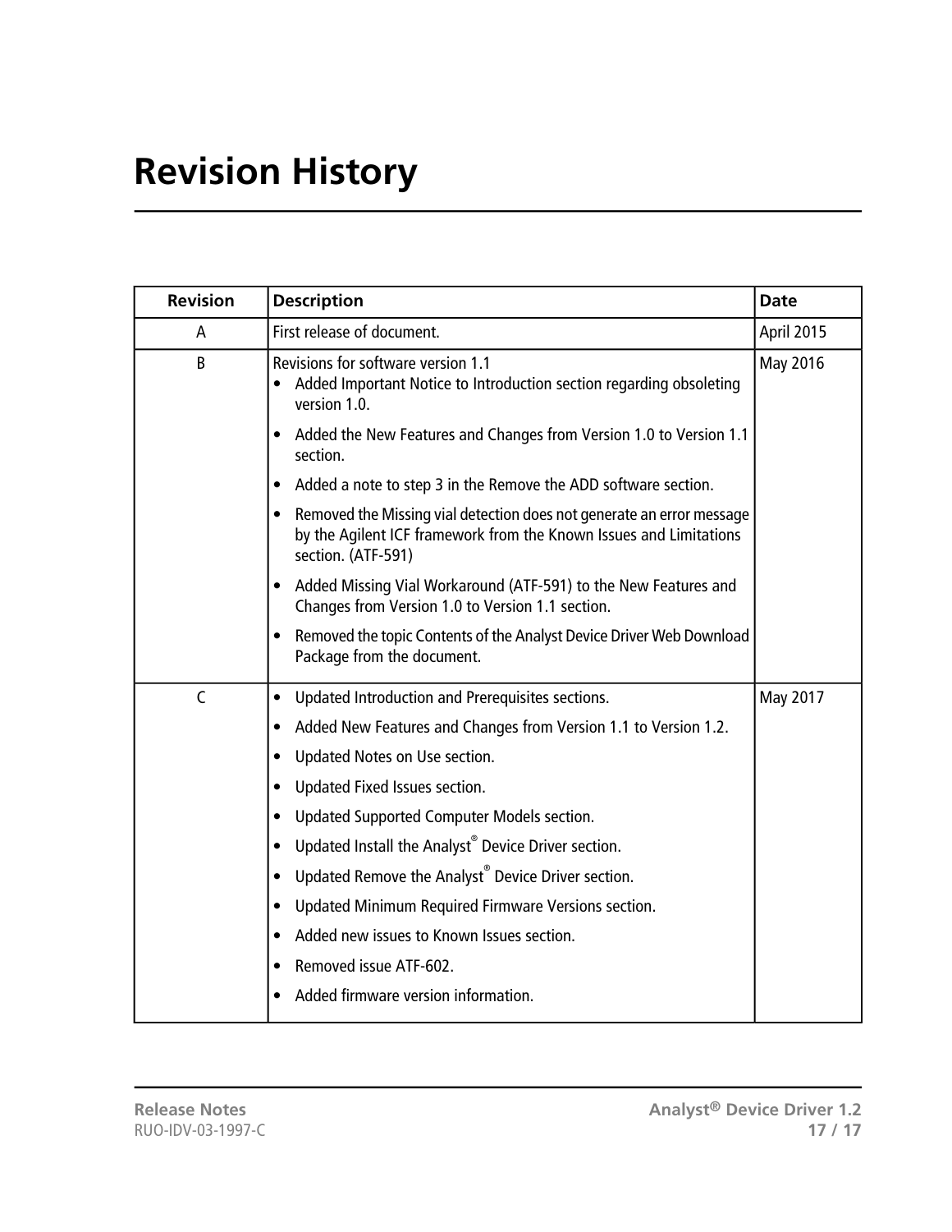# Revision History

| Revision | Description | Date |
|---|---|---|
| A | First release of document. | April 2015 |
| B | Revisions for software version 1.1<br>• Added Important Notice to Introduction section regarding obsoleting version 1.0.<br>• Added the New Features and Changes from Version 1.0 to Version 1.1 section.<br>• Added a note to step 3 in the Remove the ADD software section.<br>• Removed the Missing vial detection does not generate an error message by the Agilent ICF framework from the Known Issues and Limitations section. (ATF-591)<br>• Added Missing Vial Workaround (ATF-591) to the New Features and Changes from Version 1.0 to Version 1.1 section.<br>• Removed the topic Contents of the Analyst Device Driver Web Download Package from the document. | May 2016 |
| C | • Updated Introduction and Prerequisites sections.<br>• Added New Features and Changes from Version 1.1 to Version 1.2.<br>• Updated Notes on Use section.<br>• Updated Fixed Issues section.<br>• Updated Supported Computer Models section.<br>• Updated Install the Analyst® Device Driver section.<br>• Updated Remove the Analyst® Device Driver section.<br>• Updated Minimum Required Firmware Versions section.<br>• Added new issues to Known Issues section.<br>• Removed issue ATF-602.<br>• Added firmware version information. | May 2017 |